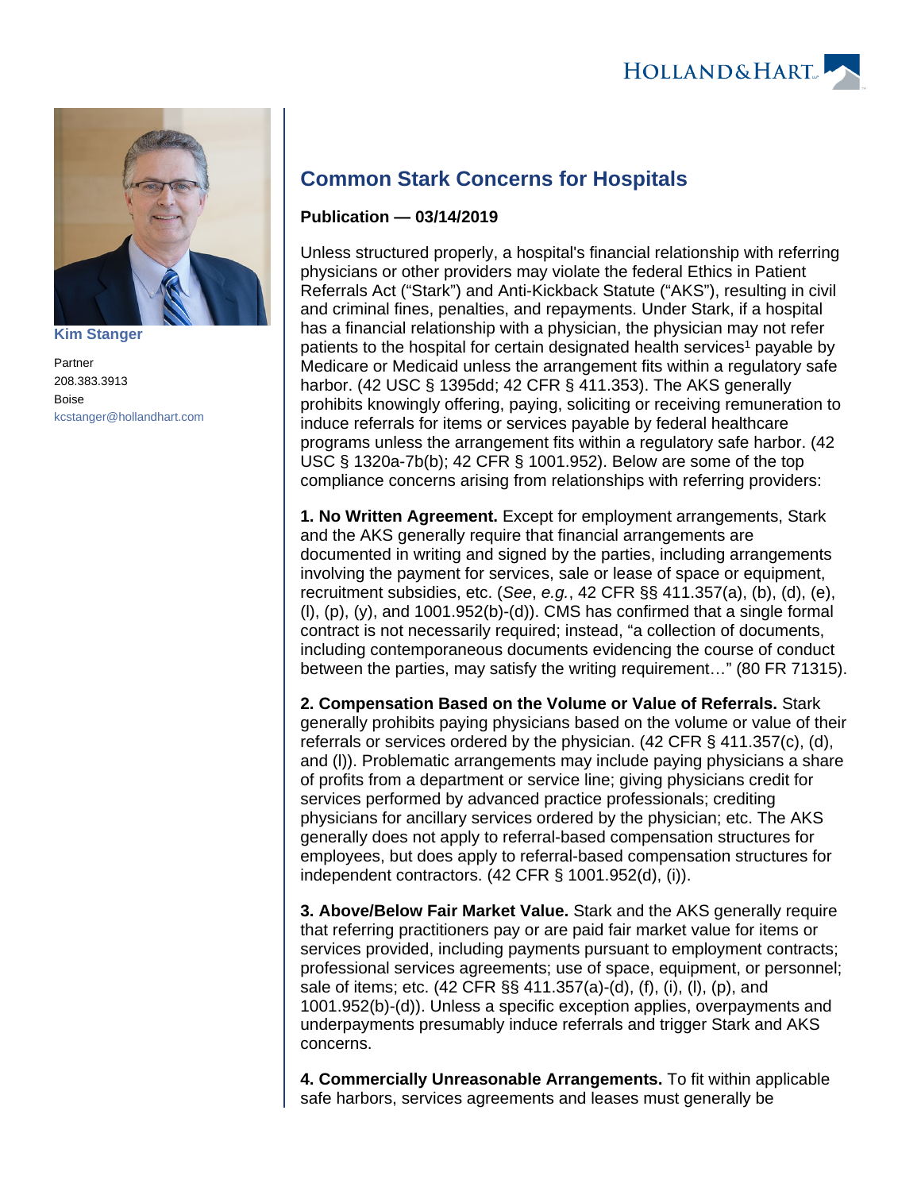Kim Stanger

Partner
208.383.3913
Boise
kcstanger@hollandhart.com

# Common Stark Concerns for Hospitals

**Publication — 03/14/2019**

Unless structured properly, a hospital's financial relationship with referring physicians or other providers may violate the federal Ethics in Patient Referrals Act ("Stark") and Anti-Kickback Statute ("AKS"), resulting in civil and criminal fines, penalties, and repayments. Under Stark, if a hospital has a financial relationship with a physician, the physician may not refer patients to the hospital for certain designated health services[1] payable by Medicare or Medicaid unless the arrangement fits within a regulatory safe harbor. (42 USC § 1395dd; 42 CFR § 411.353). The AKS generally prohibits knowingly offering, paying, soliciting or receiving remuneration to induce referrals for items or services payable by federal healthcare programs unless the arrangement fits within a regulatory safe harbor. (42 USC § 1320a-7b(b); 42 CFR § 1001.952). Below are some of the top compliance concerns arising from relationships with referring providers:

**1. No Written Agreement.** Except for employment arrangements, Stark and the AKS generally require that financial arrangements are documented in writing and signed by the parties, including arrangements involving the payment for services, sale or lease of space or equipment, recruitment subsidies, etc. (*See*, *e.g.*, 42 CFR §§ 411.357(a), (b), (d), (e), (l), (p), (y), and 1001.952(b)-(d)). CMS has confirmed that a single formal contract is not necessarily required; instead, "a collection of documents, including contemporaneous documents evidencing the course of conduct between the parties, may satisfy the writing requirement…" (80 FR 71315).

**2. Compensation Based on the Volume or Value of Referrals.** Stark generally prohibits paying physicians based on the volume or value of their referrals or services ordered by the physician. (42 CFR § 411.357(c), (d), and (l)). Problematic arrangements may include paying physicians a share of profits from a department or service line; giving physicians credit for services performed by advanced practice professionals; crediting physicians for ancillary services ordered by the physician; etc. The AKS generally does not apply to referral-based compensation structures for employees, but does apply to referral-based compensation structures for independent contractors. (42 CFR § 1001.952(d), (i)).

**3. Above/Below Fair Market Value.** Stark and the AKS generally require that referring practitioners pay or are paid fair market value for items or services provided, including payments pursuant to employment contracts; professional services agreements; use of space, equipment, or personnel; sale of items; etc. (42 CFR §§ 411.357(a)-(d), (f), (i), (l), (p), and 1001.952(b)-(d)). Unless a specific exception applies, overpayments and underpayments presumably induce referrals and trigger Stark and AKS concerns.

**4. Commercially Unreasonable Arrangements.** To fit within applicable safe harbors, services agreements and leases must generally be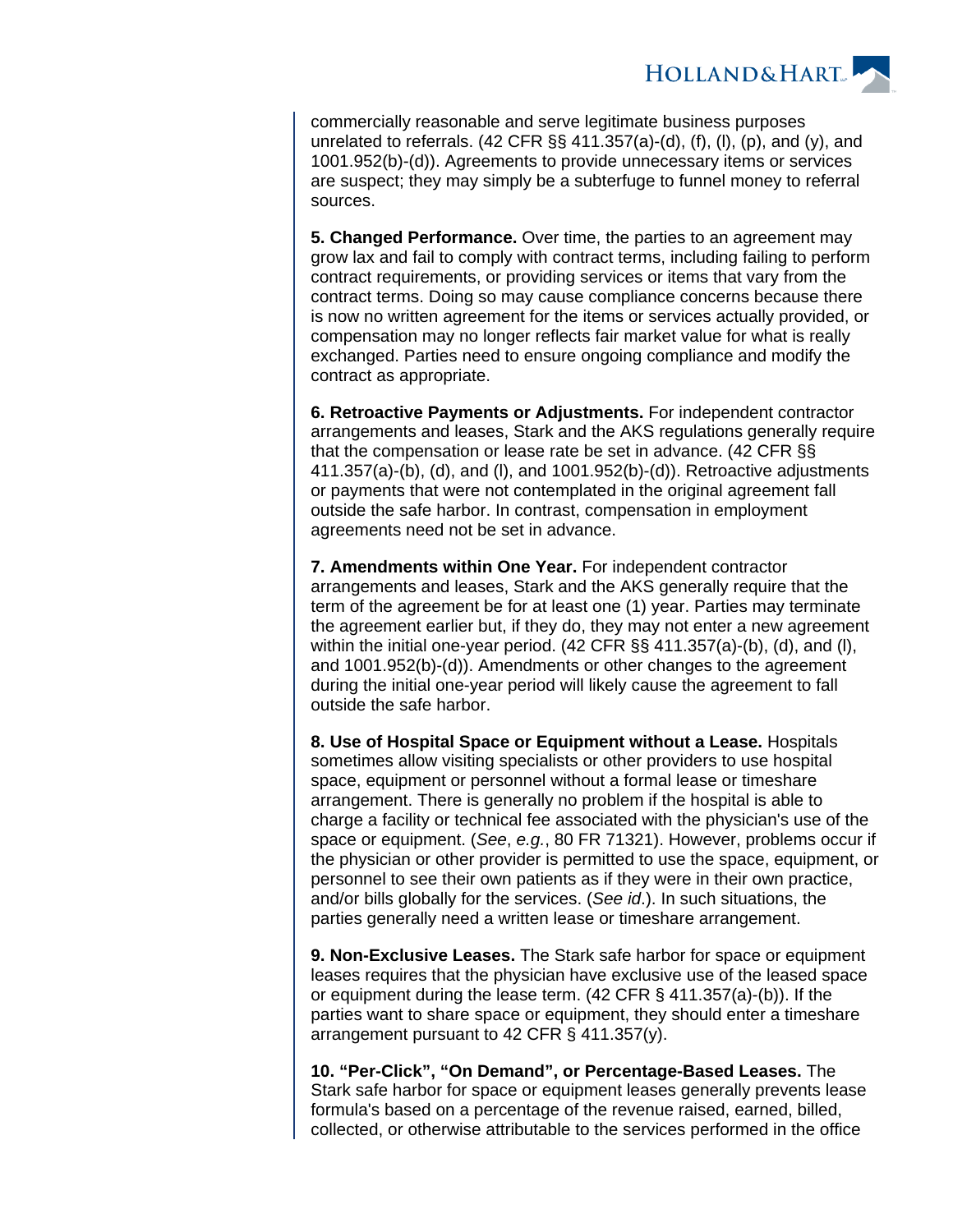commercially reasonable and serve legitimate business purposes unrelated to referrals. (42 CFR §§ 411.357(a)-(d), (f), (l), (p), and (y), and 1001.952(b)-(d)). Agreements to provide unnecessary items or services are suspect; they may simply be a subterfuge to funnel money to referral sources.

**5. Changed Performance.** Over time, the parties to an agreement may grow lax and fail to comply with contract terms, including failing to perform contract requirements, or providing services or items that vary from the contract terms. Doing so may cause compliance concerns because there is now no written agreement for the items or services actually provided, or compensation may no longer reflects fair market value for what is really exchanged. Parties need to ensure ongoing compliance and modify the contract as appropriate.

**6. Retroactive Payments or Adjustments.** For independent contractor arrangements and leases, Stark and the AKS regulations generally require that the compensation or lease rate be set in advance. (42 CFR §§ 411.357(a)-(b), (d), and (l), and 1001.952(b)-(d)). Retroactive adjustments or payments that were not contemplated in the original agreement fall outside the safe harbor. In contrast, compensation in employment agreements need not be set in advance.

**7. Amendments within One Year.** For independent contractor arrangements and leases, Stark and the AKS generally require that the term of the agreement be for at least one (1) year. Parties may terminate the agreement earlier but, if they do, they may not enter a new agreement within the initial one-year period. (42 CFR §§ 411.357(a)-(b), (d), and (l), and 1001.952(b)-(d)). Amendments or other changes to the agreement during the initial one-year period will likely cause the agreement to fall outside the safe harbor.

**8. Use of Hospital Space or Equipment without a Lease.** Hospitals sometimes allow visiting specialists or other providers to use hospital space, equipment or personnel without a formal lease or timeshare arrangement. There is generally no problem if the hospital is able to charge a facility or technical fee associated with the physician's use of the space or equipment. (*See*, *e.g.*, 80 FR 71321). However, problems occur if the physician or other provider is permitted to use the space, equipment, or personnel to see their own patients as if they were in their own practice, and/or bills globally for the services. (*See id.*). In such situations, the parties generally need a written lease or timeshare arrangement.

**9. Non-Exclusive Leases.** The Stark safe harbor for space or equipment leases requires that the physician have exclusive use of the leased space or equipment during the lease term. (42 CFR § 411.357(a)-(b)). If the parties want to share space or equipment, they should enter a timeshare arrangement pursuant to 42 CFR § 411.357(y).

**10. "Per-Click", "On Demand", or Percentage-Based Leases.** The Stark safe harbor for space or equipment leases generally prevents lease formula's based on a percentage of the revenue raised, earned, billed, collected, or otherwise attributable to the services performed in the office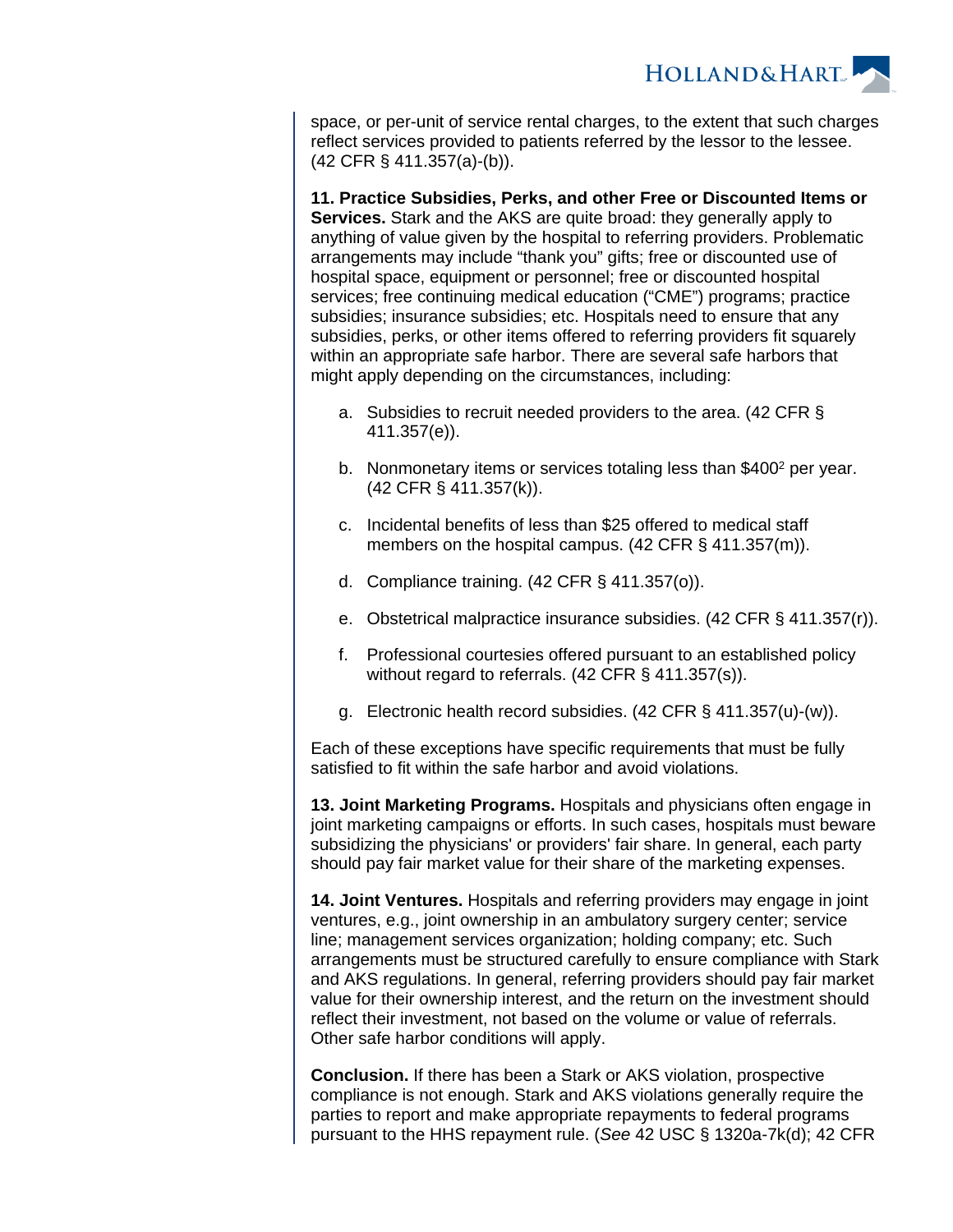space, or per-unit of service rental charges, to the extent that such charges reflect services provided to patients referred by the lessor to the lessee. (42 CFR § 411.357(a)-(b)).

**11. Practice Subsidies, Perks, and other Free or Discounted Items or Services.** Stark and the AKS are quite broad: they generally apply to anything of value given by the hospital to referring providers. Problematic arrangements may include "thank you" gifts; free or discounted use of hospital space, equipment or personnel; free or discounted hospital services; free continuing medical education ("CME") programs; practice subsidies; insurance subsidies; etc. Hospitals need to ensure that any subsidies, perks, or other items offered to referring providers fit squarely within an appropriate safe harbor. There are several safe harbors that might apply depending on the circumstances, including:

a. Subsidies to recruit needed providers to the area. (42 CFR § 411.357(e)).

b. Nonmonetary items or services totaling less than $400[2] per year. (42 CFR § 411.357(k)).

c. Incidental benefits of less than $25 offered to medical staff members on the hospital campus. (42 CFR § 411.357(m)).

d. Compliance training. (42 CFR § 411.357(o)).

e. Obstetrical malpractice insurance subsidies. (42 CFR § 411.357(r)).

f. Professional courtesies offered pursuant to an established policy without regard to referrals. (42 CFR § 411.357(s)).

g. Electronic health record subsidies. (42 CFR § 411.357(u)-(w)).

Each of these exceptions have specific requirements that must be fully satisfied to fit within the safe harbor and avoid violations.

**13. Joint Marketing Programs.** Hospitals and physicians often engage in joint marketing campaigns or efforts. In such cases, hospitals must beware subsidizing the physicians' or providers' fair share. In general, each party should pay fair market value for their share of the marketing expenses.

**14. Joint Ventures.** Hospitals and referring providers may engage in joint ventures, e.g., joint ownership in an ambulatory surgery center; service line; management services organization; holding company; etc. Such arrangements must be structured carefully to ensure compliance with Stark and AKS regulations. In general, referring providers should pay fair market value for their ownership interest, and the return on the investment should reflect their investment, not based on the volume or value of referrals. Other safe harbor conditions will apply.

**Conclusion.** If there has been a Stark or AKS violation, prospective compliance is not enough. Stark and AKS violations generally require the parties to report and make appropriate repayments to federal programs pursuant to the HHS repayment rule. (*See* 42 USC § 1320a-7k(d); 42 CFR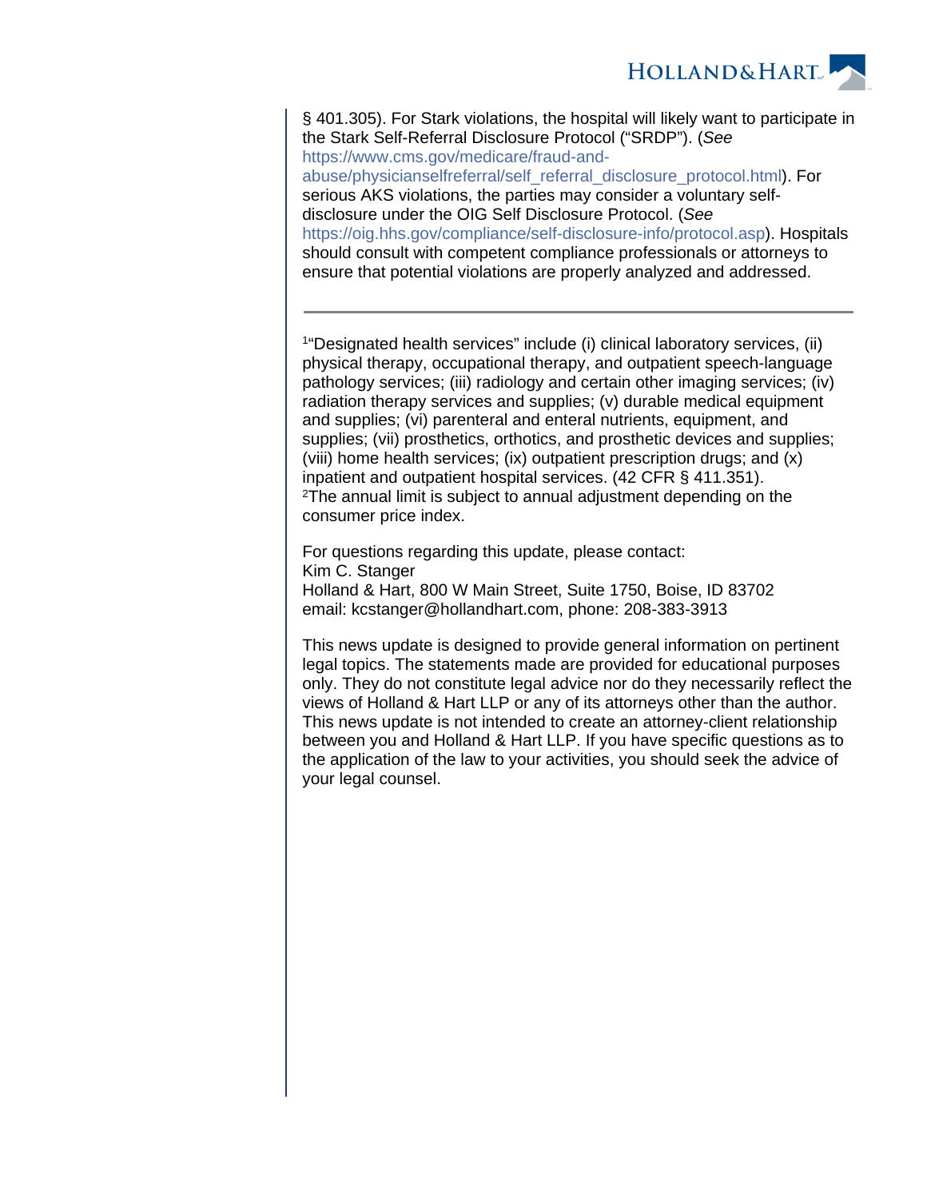§ 401.305). For Stark violations, the hospital will likely want to participate in the Stark Self-Referral Disclosure Protocol (“SRDP”). (*See* https://www.cms.gov/medicare/fraud-and-abuse/physicianselfreferral/self_referral_disclosure_protocol.html). For serious AKS violations, the parties may consider a voluntary self-disclosure under the OIG Self Disclosure Protocol. (*See* https://oig.hhs.gov/compliance/self-disclosure-info/protocol.asp). Hospitals should consult with competent compliance professionals or attorneys to ensure that potential violations are properly analyzed and addressed.

---

[1]“Designated health services” include (i) clinical laboratory services, (ii) physical therapy, occupational therapy, and outpatient speech-language pathology services; (iii) radiology and certain other imaging services; (iv) radiation therapy services and supplies; (v) durable medical equipment and supplies; (vi) parenteral and enteral nutrients, equipment, and supplies; (vii) prosthetics, orthotics, and prosthetic devices and supplies; (viii) home health services; (ix) outpatient prescription drugs; and (x) inpatient and outpatient hospital services. (42 CFR § 411.351).
[2]The annual limit is subject to annual adjustment depending on the consumer price index.

For questions regarding this update, please contact:
Kim C. Stanger
Holland & Hart, 800 W Main Street, Suite 1750, Boise, ID 83702
email: kcstanger@hollandhart.com, phone: 208-383-3913

This news update is designed to provide general information on pertinent legal topics. The statements made are provided for educational purposes only. They do not constitute legal advice nor do they necessarily reflect the views of Holland & Hart LLP or any of its attorneys other than the author. This news update is not intended to create an attorney-client relationship between you and Holland & Hart LLP. If you have specific questions as to the application of the law to your activities, you should seek the advice of your legal counsel.